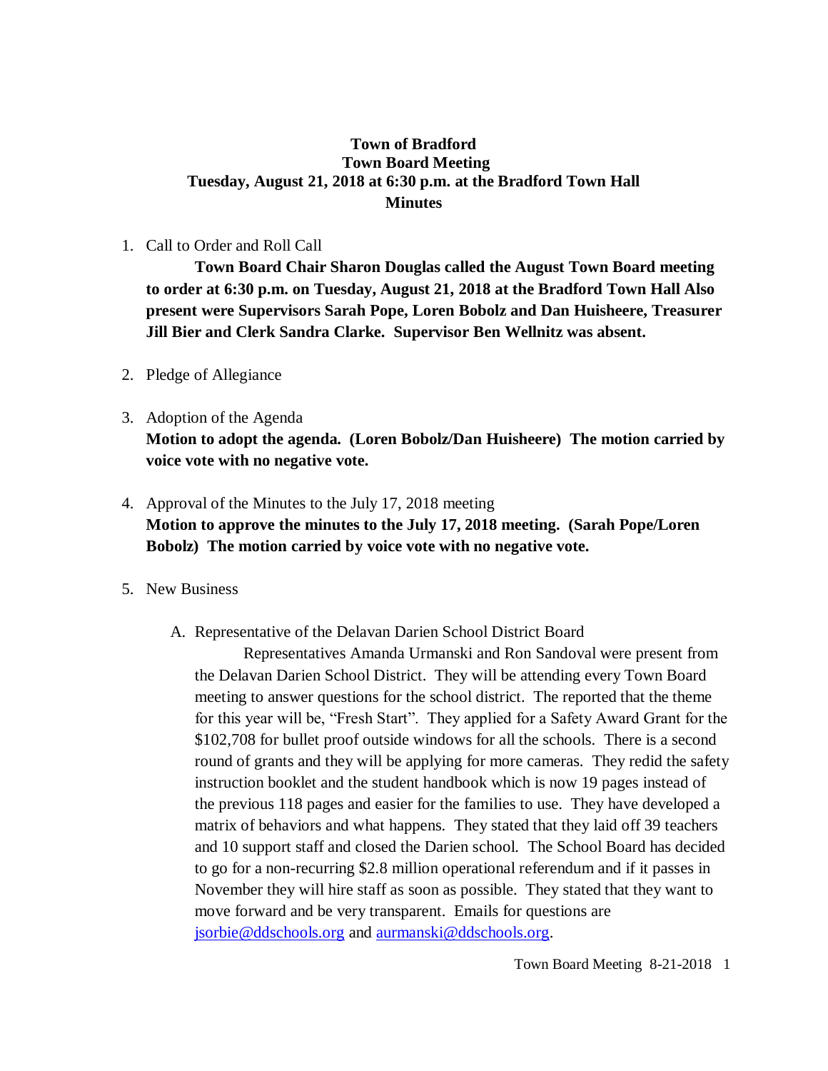# Town of Bradford
## Town Board Meeting
## Tuesday, August 21, 2018 at 6:30 p.m. at the Bradford Town Hall
## Minutes

1. Call to Order and Roll Call

   **Town Board Chair Sharon Douglas called the August Town Board meeting to order at 6:30 p.m. on Tuesday, August 21, 2018 at the Bradford Town Hall Also present were Supervisors Sarah Pope, Loren Bobolz and Dan Huisheere, Treasurer Jill Bier and Clerk Sandra Clarke. Supervisor Ben Wellnitz was absent.**

2. Pledge of Allegiance

3. Adoption of the Agenda

   **Motion to adopt the agenda. (Loren Bobolz/Dan Huisheere) The motion carried by voice vote with no negative vote.**

4. Approval of the Minutes to the July 17, 2018 meeting

   **Motion to approve the minutes to the July 17, 2018 meeting. (Sarah Pope/Loren Bobolz) The motion carried by voice vote with no negative vote.**

5. New Business

   A. Representative of the Delavan Darien School District Board

      Representatives Amanda Urmanski and Ron Sandoval were present from the Delavan Darien School District. They will be attending every Town Board meeting to answer questions for the school district. The reported that the theme for this year will be, "Fresh Start". They applied for a Safety Award Grant for the $102,708 for bullet proof outside windows for all the schools. There is a second round of grants and they will be applying for more cameras. They redid the safety instruction booklet and the student handbook which is now 19 pages instead of the previous 118 pages and easier for the families to use. They have developed a matrix of behaviors and what happens. They stated that they laid off 39 teachers and 10 support staff and closed the Darien school. The School Board has decided to go for a non-recurring $2.8 million operational referendum and if it passes in November they will hire staff as soon as possible. They stated that they want to move forward and be very transparent. Emails for questions are jsorbie@ddschools.org and aurmanski@ddschools.org.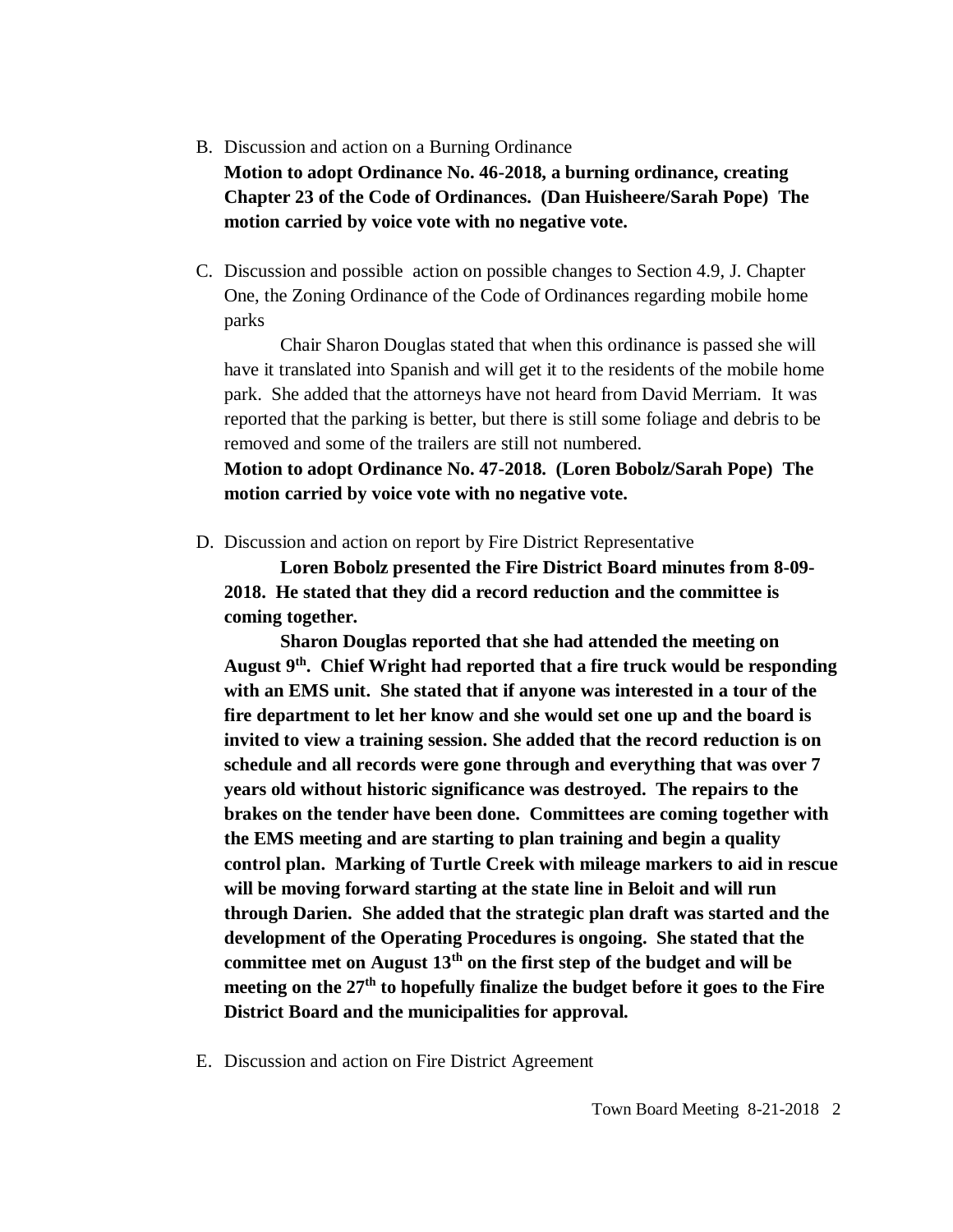B. Discussion and action on a Burning Ordinance

**Motion to adopt Ordinance No. 46-2018, a burning ordinance, creating Chapter 23 of the Code of Ordinances. (Dan Huisheere/Sarah Pope) The motion carried by voice vote with no negative vote.**

C. Discussion and possible action on possible changes to Section 4.9, J. Chapter One, the Zoning Ordinance of the Code of Ordinances regarding mobile home parks

Chair Sharon Douglas stated that when this ordinance is passed she will have it translated into Spanish and will get it to the residents of the mobile home park. She added that the attorneys have not heard from David Merriam. It was reported that the parking is better, but there is still some foliage and debris to be removed and some of the trailers are still not numbered.

**Motion to adopt Ordinance No. 47-2018. (Loren Bobolz/Sarah Pope) The motion carried by voice vote with no negative vote.**

D. Discussion and action on report by Fire District Representative

**Loren Bobolz presented the Fire District Board minutes from 8-09-2018. He stated that they did a record reduction and the committee is coming together.**

**Sharon Douglas reported that she had attended the meeting on August 9th. Chief Wright had reported that a fire truck would be responding with an EMS unit. She stated that if anyone was interested in a tour of the fire department to let her know and she would set one up and the board is invited to view a training session. She added that the record reduction is on schedule and all records were gone through and everything that was over 7 years old without historic significance was destroyed. The repairs to the brakes on the tender have been done. Committees are coming together with the EMS meeting and are starting to plan training and begin a quality control plan. Marking of Turtle Creek with mileage markers to aid in rescue will be moving forward starting at the state line in Beloit and will run through Darien. She added that the strategic plan draft was started and the development of the Operating Procedures is ongoing. She stated that the committee met on August 13th on the first step of the budget and will be meeting on the 27th to hopefully finalize the budget before it goes to the Fire District Board and the municipalities for approval.**

E. Discussion and action on Fire District Agreement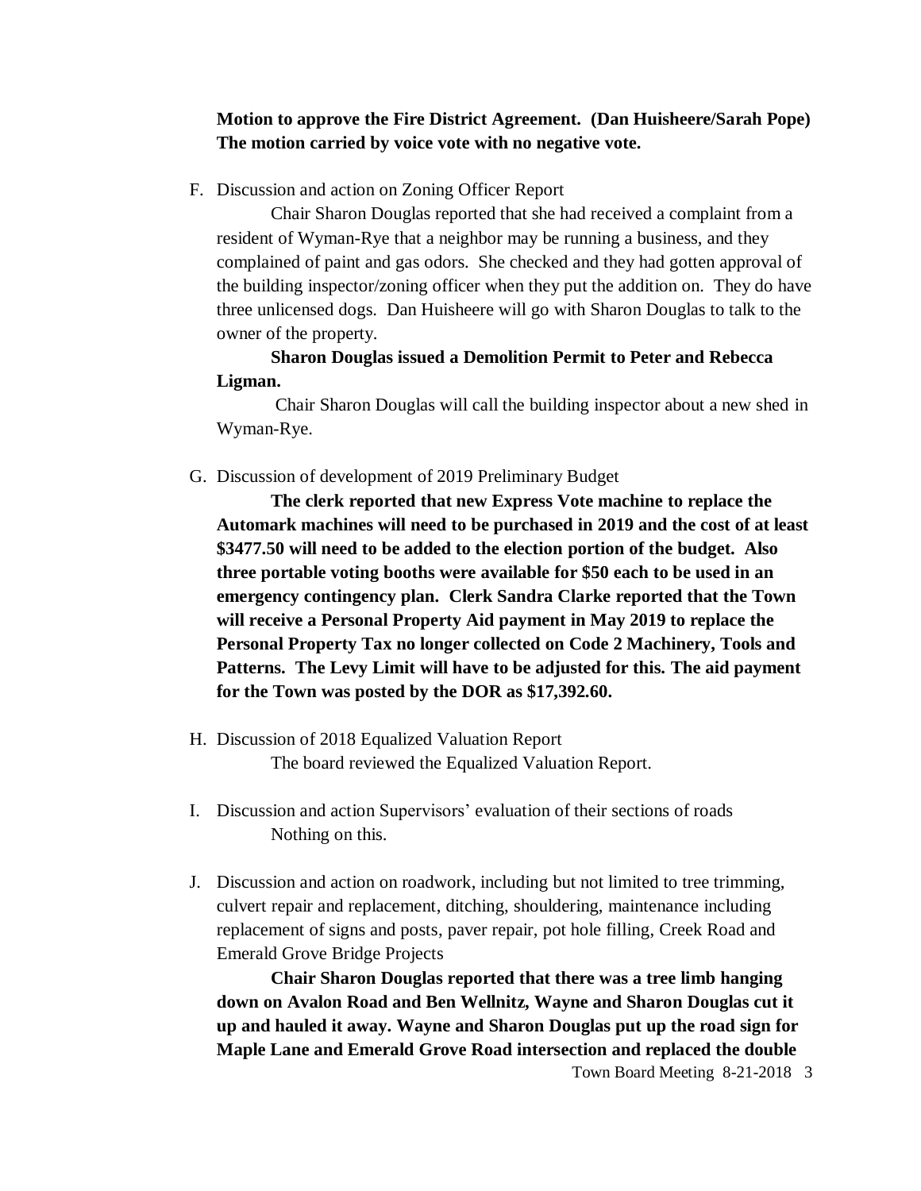**Motion to approve the Fire District Agreement. (Dan Huisheere/Sarah Pope) The motion carried by voice vote with no negative vote.**

F. Discussion and action on Zoning Officer Report

Chair Sharon Douglas reported that she had received a complaint from a resident of Wyman-Rye that a neighbor may be running a business, and they complained of paint and gas odors. She checked and they had gotten approval of the building inspector/zoning officer when they put the addition on. They do have three unlicensed dogs. Dan Huisheere will go with Sharon Douglas to talk to the owner of the property.

**Sharon Douglas issued a Demolition Permit to Peter and Rebecca Ligman.**

Chair Sharon Douglas will call the building inspector about a new shed in Wyman-Rye.

G. Discussion of development of 2019 Preliminary Budget

**The clerk reported that new Express Vote machine to replace the Automark machines will need to be purchased in 2019 and the cost of at least $3477.50 will need to be added to the election portion of the budget. Also three portable voting booths were available for $50 each to be used in an emergency contingency plan. Clerk Sandra Clarke reported that the Town will receive a Personal Property Aid payment in May 2019 to replace the Personal Property Tax no longer collected on Code 2 Machinery, Tools and Patterns. The Levy Limit will have to be adjusted for this. The aid payment for the Town was posted by the DOR as $17,392.60.**

H. Discussion of 2018 Equalized Valuation Report

The board reviewed the Equalized Valuation Report.

I. Discussion and action Supervisors' evaluation of their sections of roads

Nothing on this.

J. Discussion and action on roadwork, including but not limited to tree trimming, culvert repair and replacement, ditching, shouldering, maintenance including replacement of signs and posts, paver repair, pot hole filling, Creek Road and Emerald Grove Bridge Projects

**Chair Sharon Douglas reported that there was a tree limb hanging down on Avalon Road and Ben Wellnitz, Wayne and Sharon Douglas cut it up and hauled it away. Wayne and Sharon Douglas put up the road sign for Maple Lane and Emerald Grove Road intersection and replaced the double**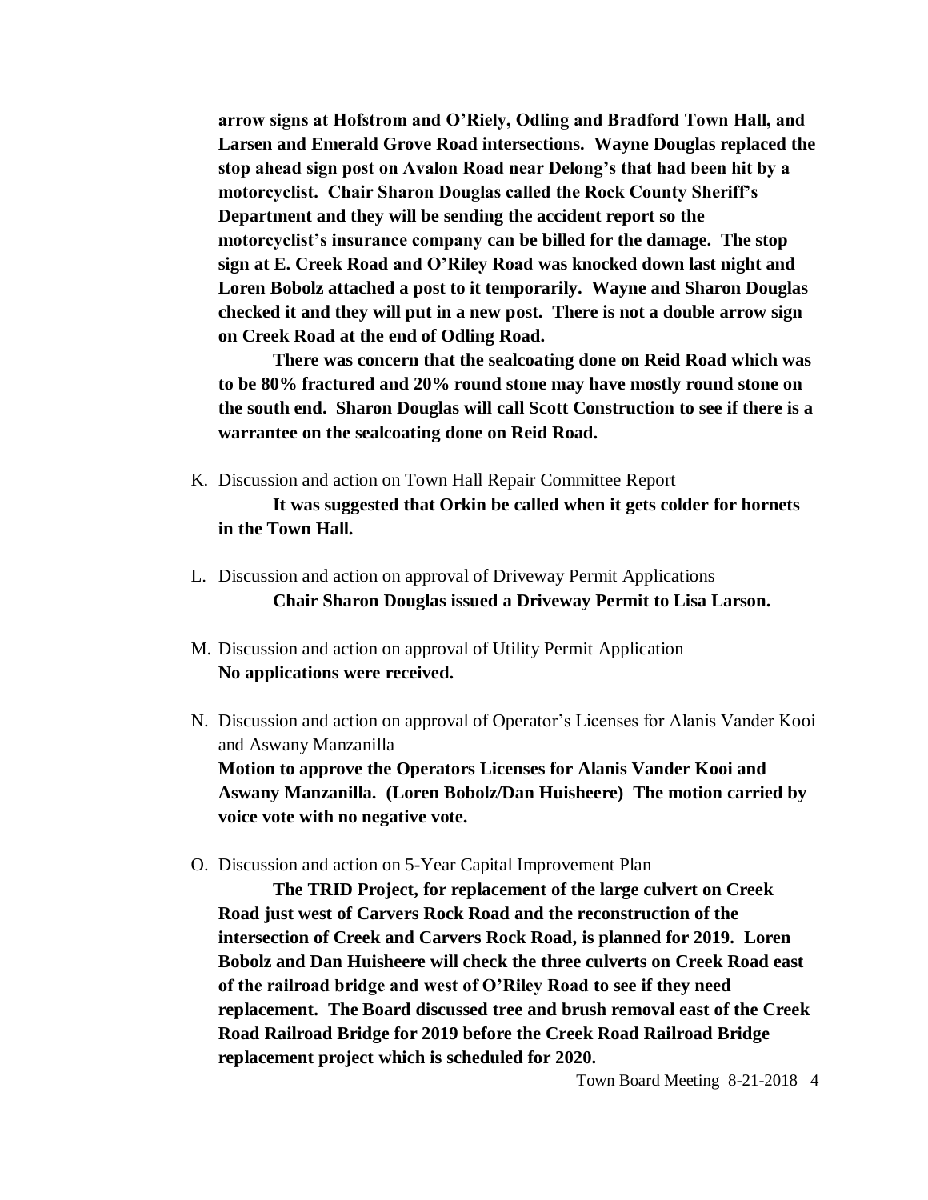**arrow signs at Hofstrom and O'Riely, Odling and Bradford Town Hall, and Larsen and Emerald Grove Road intersections. Wayne Douglas replaced the stop ahead sign post on Avalon Road near Delong's that had been hit by a motorcyclist. Chair Sharon Douglas called the Rock County Sheriff's Department and they will be sending the accident report so the motorcyclist's insurance company can be billed for the damage. The stop sign at E. Creek Road and O'Riley Road was knocked down last night and Loren Bobolz attached a post to it temporarily. Wayne and Sharon Douglas checked it and they will put in a new post. There is not a double arrow sign on Creek Road at the end of Odling Road.**

**There was concern that the sealcoating done on Reid Road which was to be 80% fractured and 20% round stone may have mostly round stone on the south end. Sharon Douglas will call Scott Construction to see if there is a warrantee on the sealcoating done on Reid Road.**

K. Discussion and action on Town Hall Repair Committee Report

**It was suggested that Orkin be called when it gets colder for hornets in the Town Hall.**

L. Discussion and action on approval of Driveway Permit Applications

**Chair Sharon Douglas issued a Driveway Permit to Lisa Larson.**

M. Discussion and action on approval of Utility Permit Application

**No applications were received.**

N. Discussion and action on approval of Operator's Licenses for Alanis Vander Kooi and Aswany Manzanilla

**Motion to approve the Operators Licenses for Alanis Vander Kooi and Aswany Manzanilla. (Loren Bobolz/Dan Huisheere) The motion carried by voice vote with no negative vote.**

O. Discussion and action on 5-Year Capital Improvement Plan

**The TRID Project, for replacement of the large culvert on Creek Road just west of Carvers Rock Road and the reconstruction of the intersection of Creek and Carvers Rock Road, is planned for 2019. Loren Bobolz and Dan Huisheere will check the three culverts on Creek Road east of the railroad bridge and west of O'Riley Road to see if they need replacement. The Board discussed tree and brush removal east of the Creek Road Railroad Bridge for 2019 before the Creek Road Railroad Bridge replacement project which is scheduled for 2020.**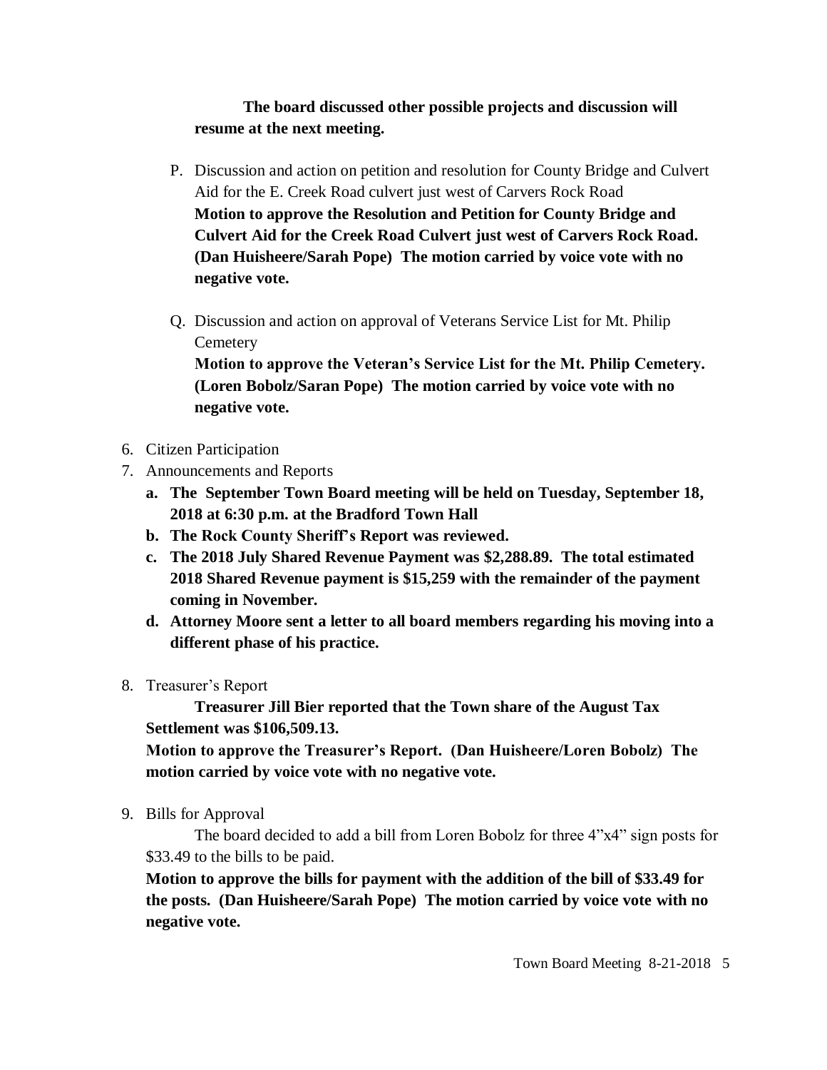**The board discussed other possible projects and discussion will resume at the next meeting.**

P. Discussion and action on petition and resolution for County Bridge and Culvert Aid for the E. Creek Road culvert just west of Carvers Rock Road
**Motion to approve the Resolution and Petition for County Bridge and Culvert Aid for the Creek Road Culvert just west of Carvers Rock Road. (Dan Huisheere/Sarah Pope) The motion carried by voice vote with no negative vote.**

Q. Discussion and action on approval of Veterans Service List for Mt. Philip Cemetery
**Motion to approve the Veteran's Service List for the Mt. Philip Cemetery. (Loren Bobolz/Saran Pope) The motion carried by voice vote with no negative vote.**

6. Citizen Participation
7. Announcements and Reports
   a. **The September Town Board meeting will be held on Tuesday, September 18, 2018 at 6:30 p.m. at the Bradford Town Hall**
   b. **The Rock County Sheriff's Report was reviewed.**
   c. **The 2018 July Shared Revenue Payment was $2,288.89. The total estimated 2018 Shared Revenue payment is $15,259 with the remainder of the payment coming in November.**
   d. **Attorney Moore sent a letter to all board members regarding his moving into a different phase of his practice.**

8. Treasurer's Report

**Treasurer Jill Bier reported that the Town share of the August Tax Settlement was $106,509.13.**

**Motion to approve the Treasurer's Report. (Dan Huisheere/Loren Bobolz) The motion carried by voice vote with no negative vote.**

9. Bills for Approval

The board decided to add a bill from Loren Bobolz for three 4"x4" sign posts for $33.49 to the bills to be paid.

**Motion to approve the bills for payment with the addition of the bill of $33.49 for the posts. (Dan Huisheere/Sarah Pope) The motion carried by voice vote with no negative vote.**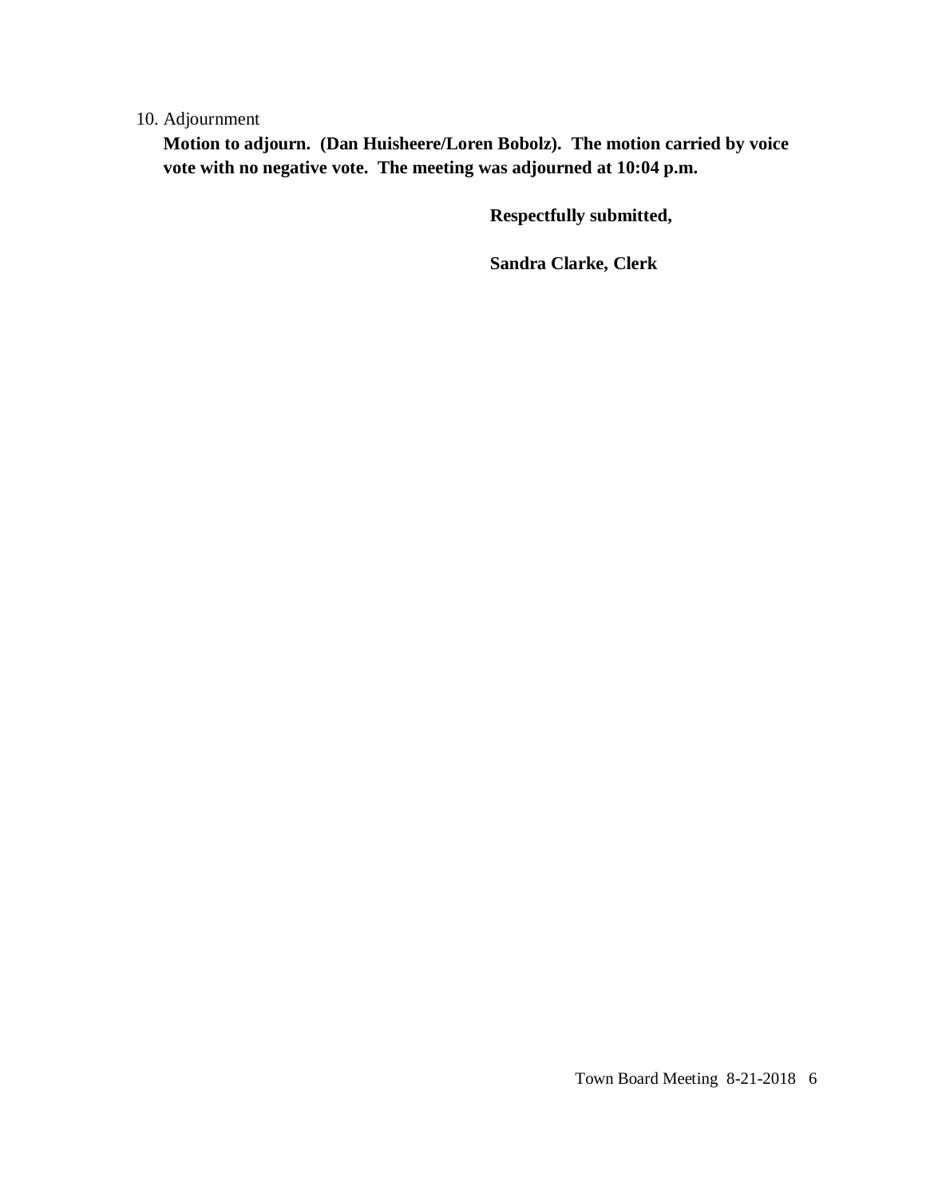10. Adjournment

**Motion to adjourn. (Dan Huisheere/Loren Bobolz). The motion carried by voice vote with no negative vote. The meeting was adjourned at 10:04 p.m.**

**Respectfully submitted,**

**Sandra Clarke, Clerk**